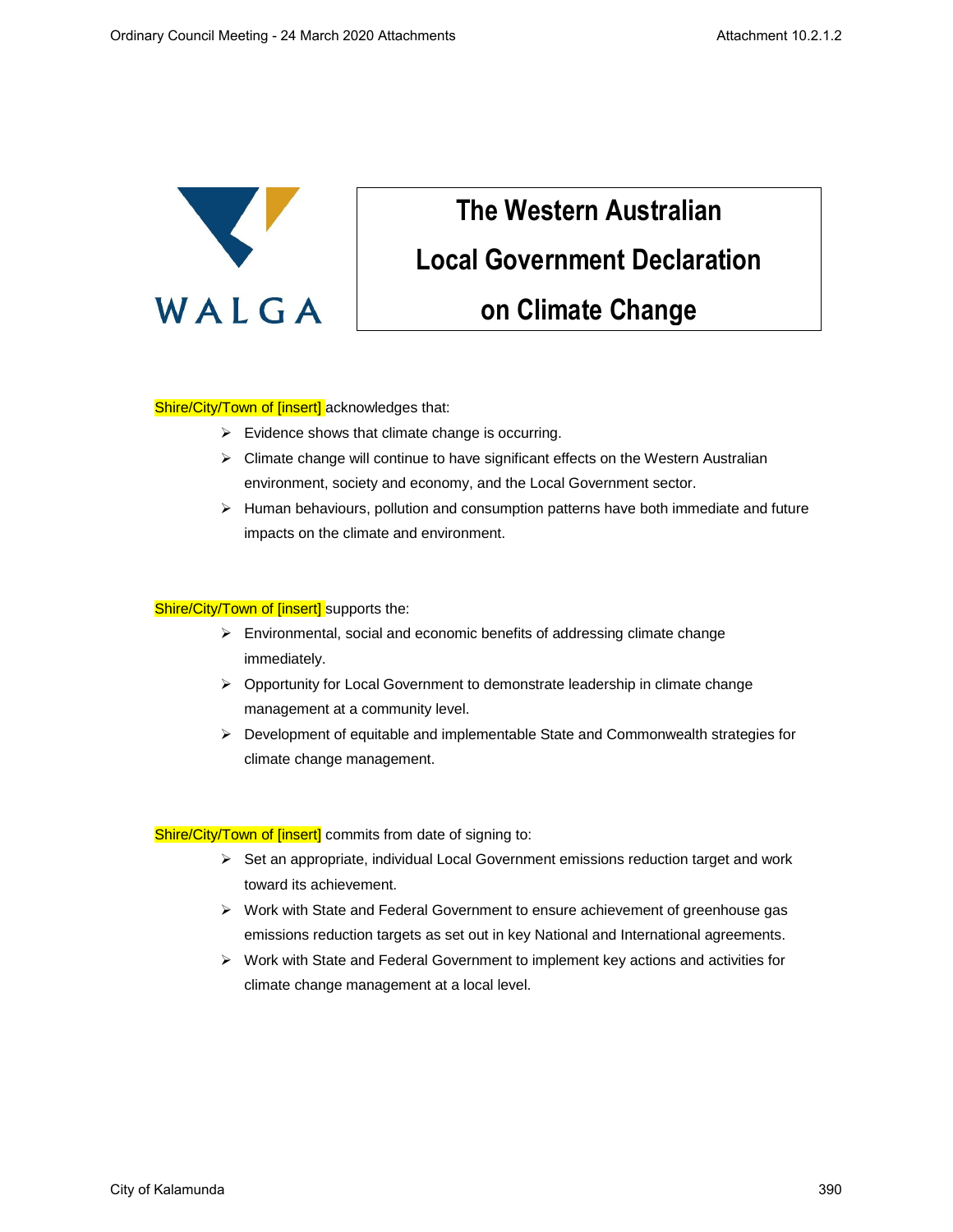# The Western Australian Local Government Declaration on Climate Change

Shire/City/Town of [insert] acknowledges that:

- Evidence shows that climate change is occurring.
- Climate change will continue to have significant effects on the Western Australian environment, society and economy, and the Local Government sector.
- Human behaviours, pollution and consumption patterns have both immediate and future impacts on the climate and environment.

Shire/City/Town of [insert] supports the:

- Environmental, social and economic benefits of addressing climate change immediately.
- Opportunity for Local Government to demonstrate leadership in climate change management at a community level.
- Development of equitable and implementable State and Commonwealth strategies for climate change management.

Shire/City/Town of [insert] commits from date of signing to:

- Set an appropriate, individual Local Government emissions reduction target and work toward its achievement.
- Work with State and Federal Government to ensure achievement of greenhouse gas emissions reduction targets as set out in key National and International agreements.
- Work with State and Federal Government to implement key actions and activities for climate change management at a local level.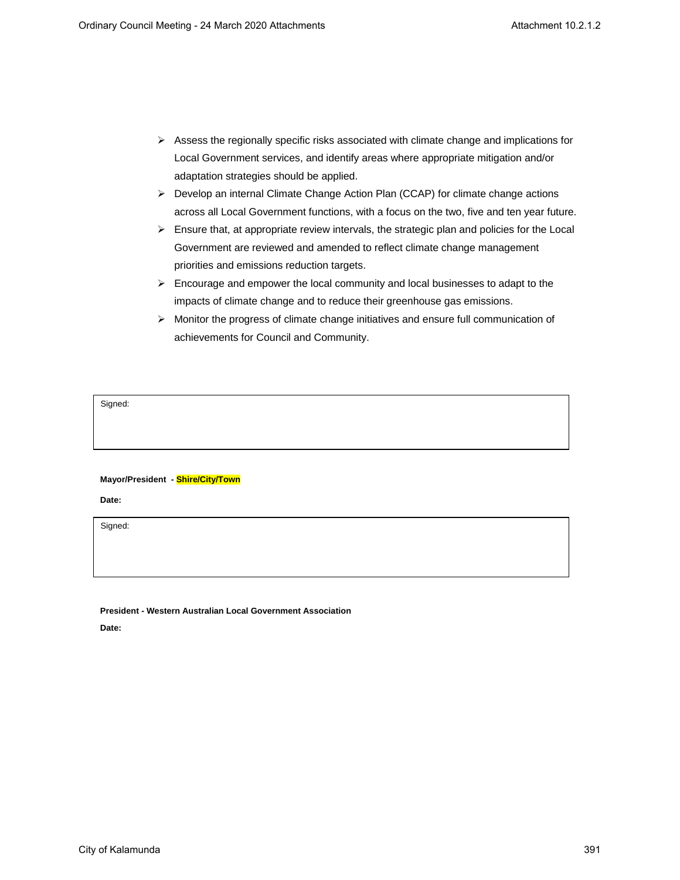- Assess the regionally specific risks associated with climate change and implications for Local Government services, and identify areas where appropriate mitigation and/or adaptation strategies should be applied.
- Develop an internal Climate Change Action Plan (CCAP) for climate change actions across all Local Government functions, with a focus on the two, five and ten year future.
- Ensure that, at appropriate review intervals, the strategic plan and policies for the Local Government are reviewed and amended to reflect climate change management priorities and emissions reduction targets.
- Encourage and empower the local community and local businesses to adapt to the impacts of climate change and to reduce their greenhouse gas emissions.
- Monitor the progress of climate change initiatives and ensure full communication of achievements for Council and Community.

| |
|---|
| Signed: |

**Mayor/President - Shire/City/Town**

**Date:**

| |
|---|
| Signed: |

**President - Western Australian Local Government Association**

**Date:**